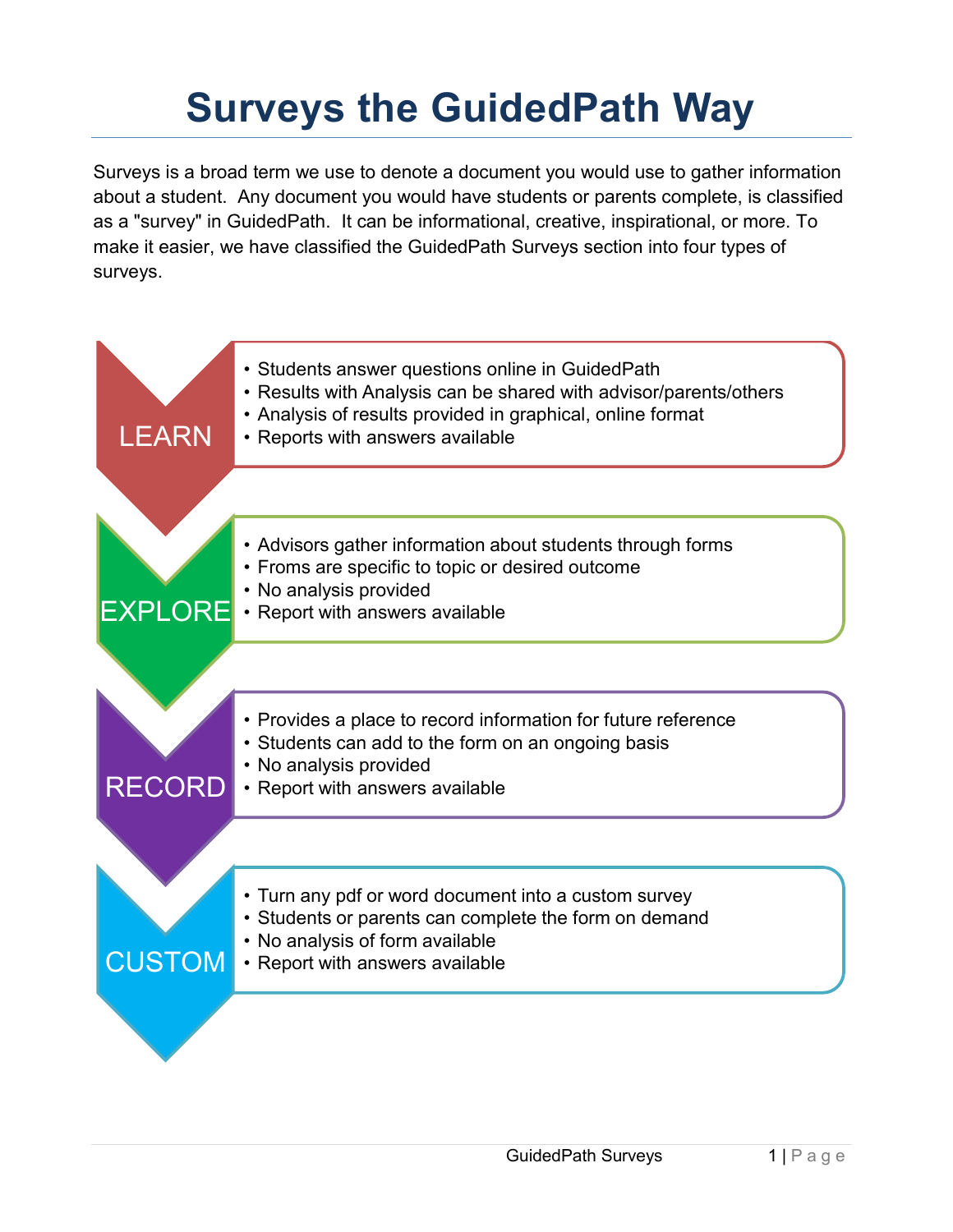# Surveys the GuidedPath Way

Surveys is a broad term we use to denote a document you would use to gather information about a student. Any document you would have students or parents complete, is classified as a "survey" in GuidedPath. It can be informational, creative, inspirational, or more. To make it easier, we have classified the GuidedPath Surveys section into four types of surveys.

## LEARN

- Students answer questions online in GuidedPath
- Results with Analysis can be shared with advisor/parents/others
- Analysis of results provided in graphical, online format
- Reports with answers available

## EXPLORE

- Advisors gather information about students through forms
- Froms are specific to topic or desired outcome
- No analysis provided
- Report with answers available

## RECORD

- Provides a place to record information for future reference
- Students can add to the form on an ongoing basis
- No analysis provided
- Report with answers available

## CUSTOM

- Turn any pdf or word document into a custom survey
- Students or parents can complete the form on demand
- No analysis of form available
- Report with answers available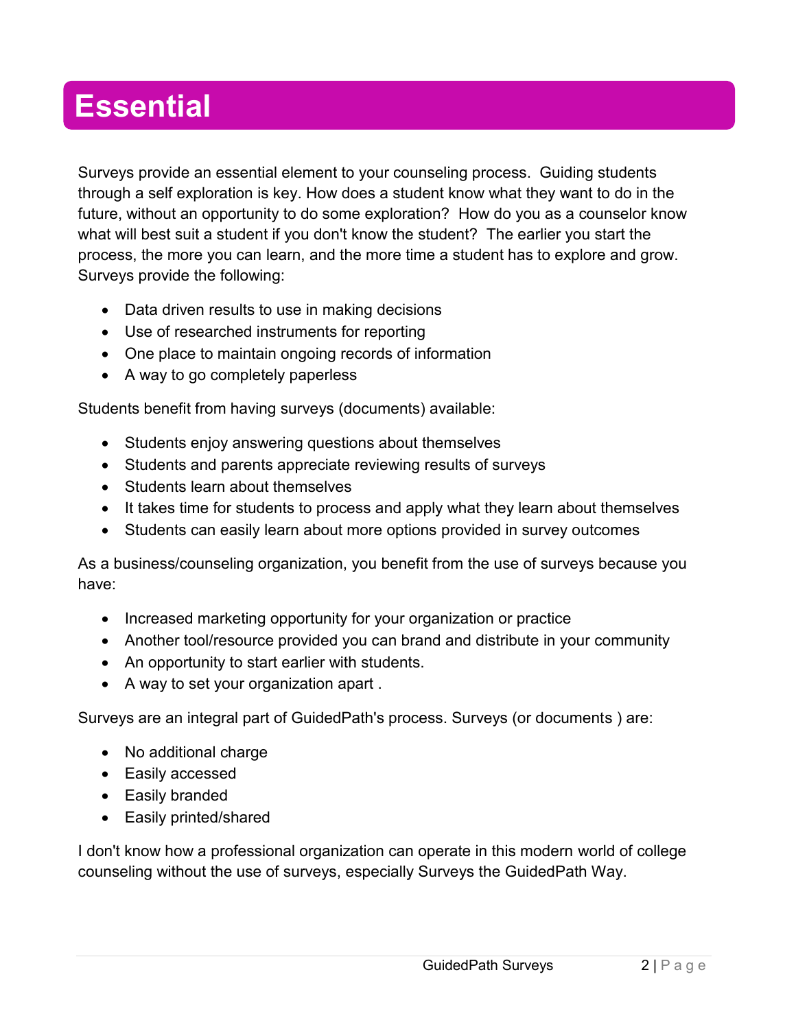# Essential

Surveys provide an essential element to your counseling process. Guiding students through a self exploration is key. How does a student know what they want to do in the future, without an opportunity to do some exploration? How do you as a counselor know what will best suit a student if you don't know the student? The earlier you start the process, the more you can learn, and the more time a student has to explore and grow. Surveys provide the following:

- Data driven results to use in making decisions
- Use of researched instruments for reporting
- One place to maintain ongoing records of information
- A way to go completely paperless

Students benefit from having surveys (documents) available:

- Students enjoy answering questions about themselves
- Students and parents appreciate reviewing results of surveys
- Students learn about themselves
- It takes time for students to process and apply what they learn about themselves
- Students can easily learn about more options provided in survey outcomes

As a business/counseling organization, you benefit from the use of surveys because you have:

- Increased marketing opportunity for your organization or practice
- Another tool/resource provided you can brand and distribute in your community
- An opportunity to start earlier with students.
- A way to set your organization apart .

Surveys are an integral part of GuidedPath's process. Surveys (or documents ) are:

- No additional charge
- Easily accessed
- Easily branded
- Easily printed/shared

I don't know how a professional organization can operate in this modern world of college counseling without the use of surveys, especially Surveys the GuidedPath Way.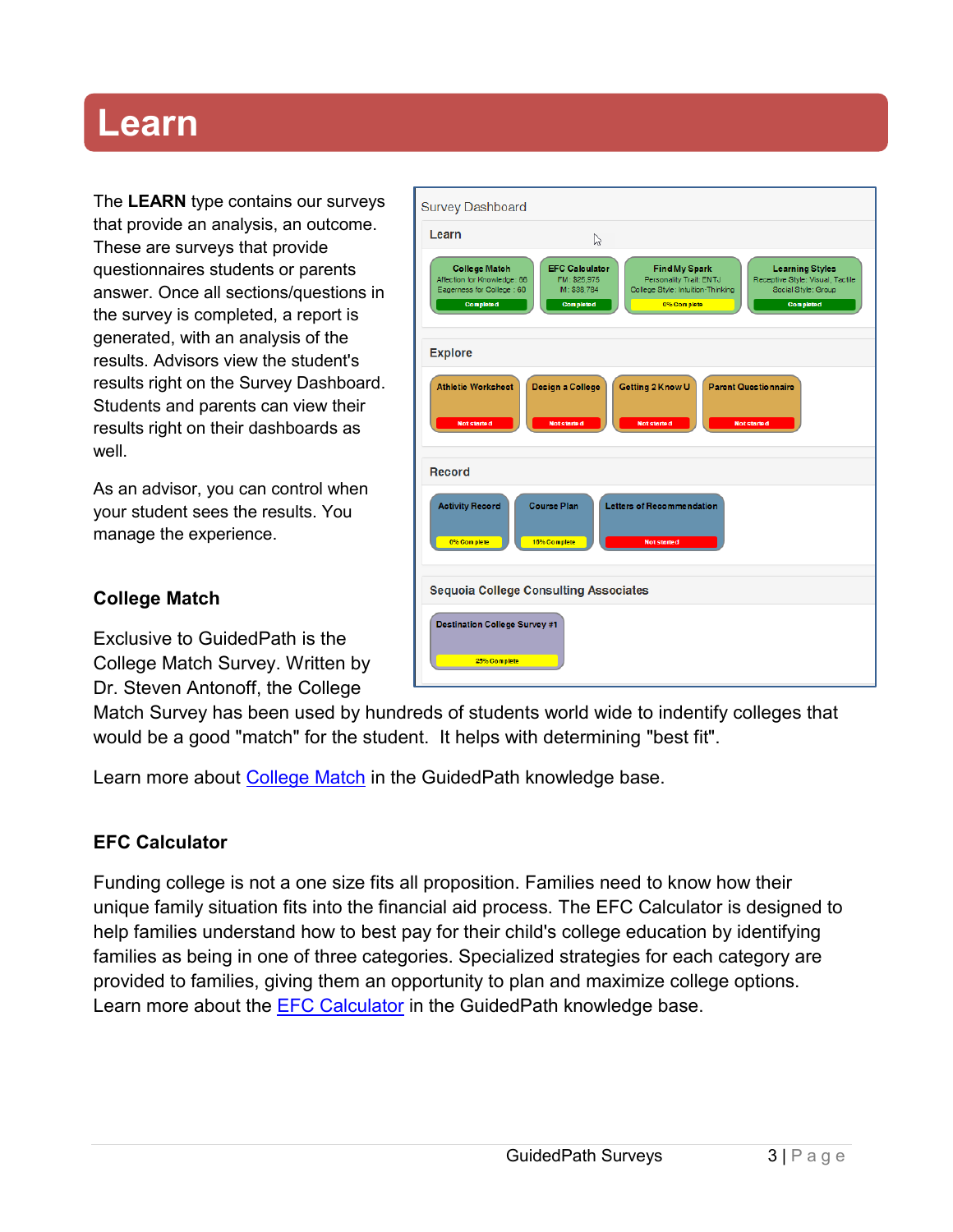# Learn

The **LEARN** type contains our surveys that provide an analysis, an outcome. These are surveys that provide questionnaires students or parents answer. Once all sections/questions in the survey is completed, a report is generated, with an analysis of the results. Advisors view the student's results right on the Survey Dashboard. Students and parents can view their results right on their dashboards as well.

As an advisor, you can control when your student sees the results. You manage the experience.

## College Match

Exclusive to GuidedPath is the College Match Survey. Written by Dr. Steven Antonoff, the College Match Survey has been used by hundreds of students world wide to indentify colleges that would be a good "match" for the student. It helps with determining "best fit".

Learn more about College Match in the GuidedPath knowledge base.

## EFC Calculator

Funding college is not a one size fits all proposition. Families need to know how their unique family situation fits into the financial aid process. The EFC Calculator is designed to help families understand how to best pay for their child's college education by identifying families as being in one of three categories. Specialized strategies for each category are provided to families, giving them an opportunity to plan and maximize college options. Learn more about the EFC Calculator in the GuidedPath knowledge base.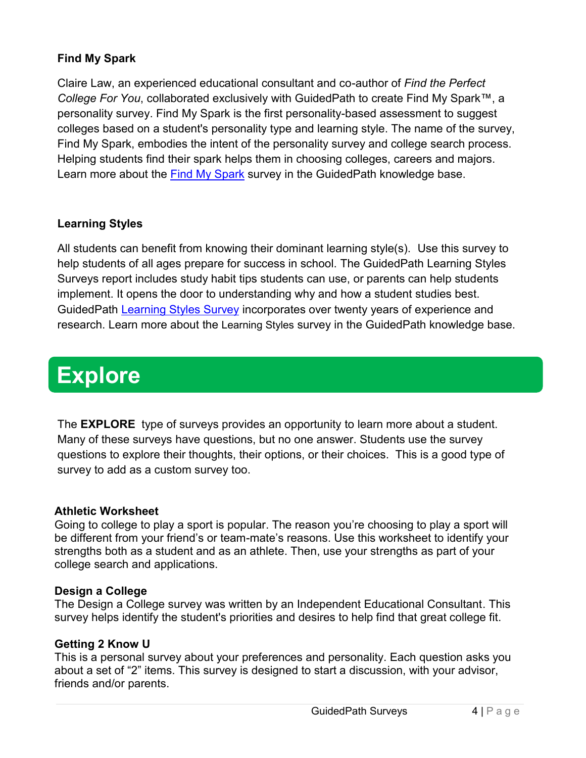### Find My Spark

Claire Law, an experienced educational consultant and co-author of *Find the Perfect College For You*, collaborated exclusively with GuidedPath to create Find My Spark™, a personality survey. Find My Spark is the first personality-based assessment to suggest colleges based on a student's personality type and learning style. The name of the survey, Find My Spark, embodies the intent of the personality survey and college search process. Helping students find their spark helps them in choosing colleges, careers and majors. Learn more about the Find My Spark survey in the GuidedPath knowledge base.

### Learning Styles

All students can benefit from knowing their dominant learning style(s). Use this survey to help students of all ages prepare for success in school. The GuidedPath Learning Styles Surveys report includes study habit tips students can use, or parents can help students implement. It opens the door to understanding why and how a student studies best. GuidedPath Learning Styles Survey incorporates over twenty years of experience and research. Learn more about the Learning Styles survey in the GuidedPath knowledge base.

# Explore

The **EXPLORE** type of surveys provides an opportunity to learn more about a student. Many of these surveys have questions, but no one answer. Students use the survey questions to explore their thoughts, their options, or their choices. This is a good type of survey to add as a custom survey too.

### Athletic Worksheet

Going to college to play a sport is popular. The reason you're choosing to play a sport will be different from your friend's or team-mate's reasons. Use this worksheet to identify your strengths both as a student and as an athlete. Then, use your strengths as part of your college search and applications.

### Design a College

The Design a College survey was written by an Independent Educational Consultant. This survey helps identify the student's priorities and desires to help find that great college fit.

### Getting 2 Know U

This is a personal survey about your preferences and personality. Each question asks you about a set of "2" items. This survey is designed to start a discussion, with your advisor, friends and/or parents.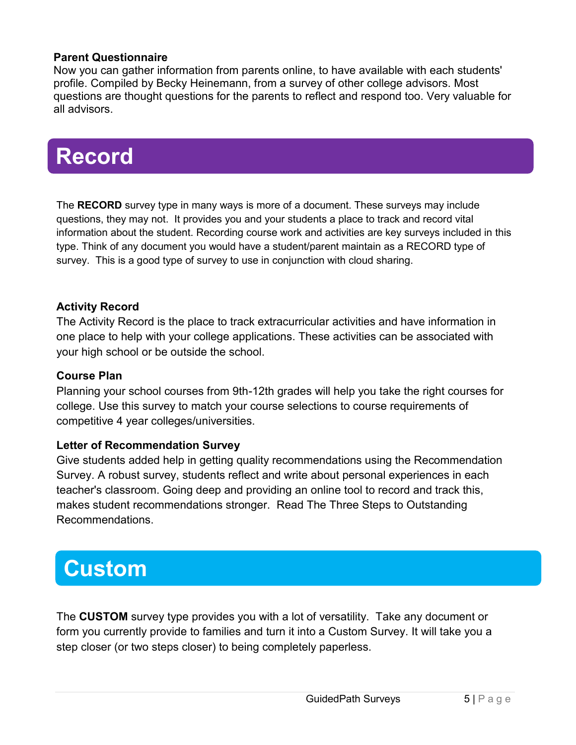### Parent Questionnaire

Now you can gather information from parents online, to have available with each students' profile. Compiled by Becky Heinemann, from a survey of other college advisors. Most questions are thought questions for the parents to reflect and respond too. Very valuable for all advisors.

# Record

The **RECORD** survey type in many ways is more of a document. These surveys may include questions, they may not. It provides you and your students a place to track and record vital information about the student. Recording course work and activities are key surveys included in this type. Think of any document you would have a student/parent maintain as a RECORD type of survey. This is a good type of survey to use in conjunction with cloud sharing.

### Activity Record

The Activity Record is the place to track extracurricular activities and have information in one place to help with your college applications. These activities can be associated with your high school or be outside the school.

### Course Plan

Planning your school courses from 9th-12th grades will help you take the right courses for college. Use this survey to match your course selections to course requirements of competitive 4 year colleges/universities.

### Letter of Recommendation Survey

Give students added help in getting quality recommendations using the Recommendation Survey. A robust survey, students reflect and write about personal experiences in each teacher's classroom. Going deep and providing an online tool to record and track this, makes student recommendations stronger. Read The Three Steps to Outstanding Recommendations.

# Custom

The **CUSTOM** survey type provides you with a lot of versatility. Take any document or form you currently provide to families and turn it into a Custom Survey. It will take you a step closer (or two steps closer) to being completely paperless.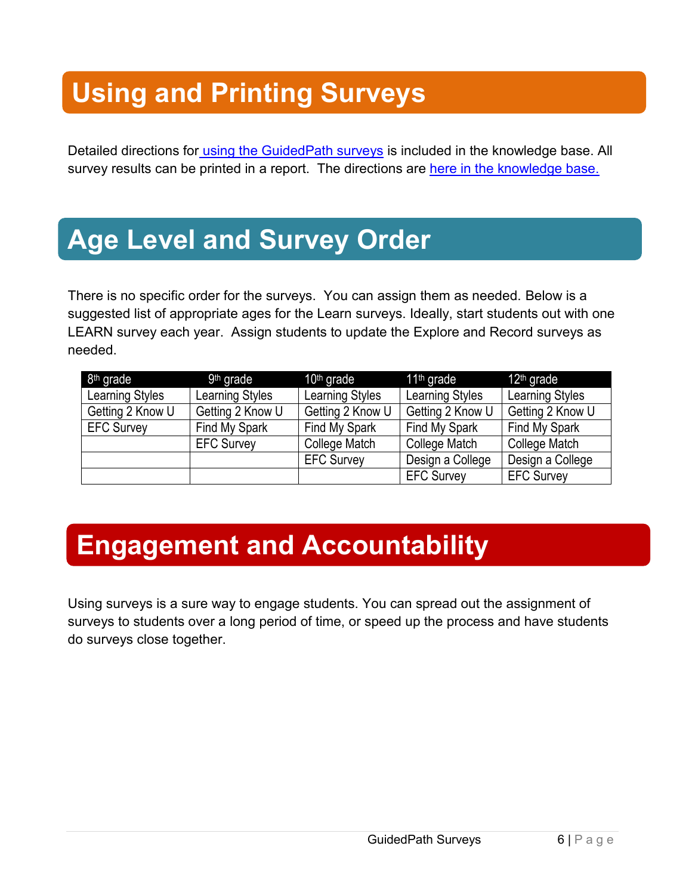# Using and Printing Surveys

Detailed directions for using the GuidedPath surveys is included in the knowledge base. All survey results can be printed in a report. The directions are here in the knowledge base.

# Age Level and Survey Order

There is no specific order for the surveys. You can assign them as needed. Below is a suggested list of appropriate ages for the Learn surveys. Ideally, start students out with one LEARN survey each year. Assign students to update the Explore and Record surveys as needed.

| 8th grade | 9th grade | 10th grade | 11th grade | 12th grade |
|---|---|---|---|---|
| Learning Styles | Learning Styles | Learning Styles | Learning Styles | Learning Styles |
| Getting 2 Know U | Getting 2 Know U | Getting 2 Know U | Getting 2 Know U | Getting 2 Know U |
| EFC Survey | Find My Spark | Find My Spark | Find My Spark | Find My Spark |
| | EFC Survey | College Match | College Match | College Match |
| | | EFC Survey | Design a College | Design a College |
| | | | EFC Survey | EFC Survey |

# Engagement and Accountability

Using surveys is a sure way to engage students. You can spread out the assignment of surveys to students over a long period of time, or speed up the process and have students do surveys close together.